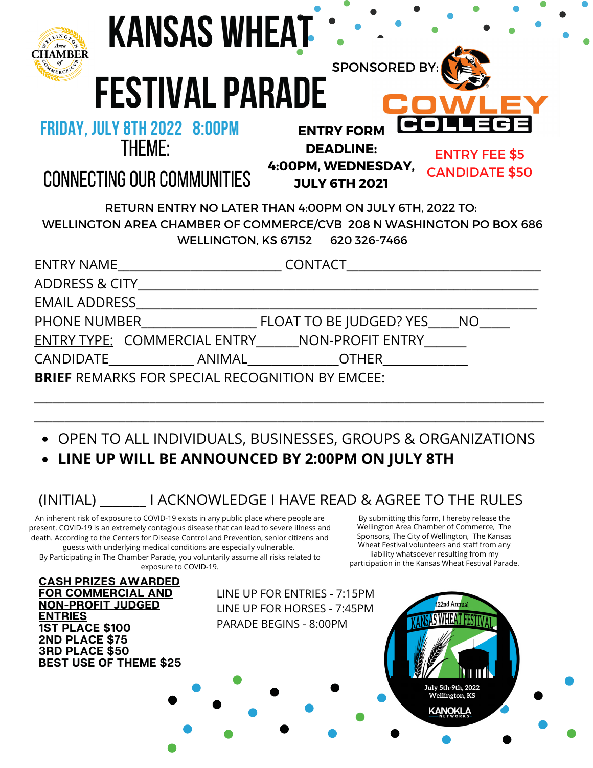Wellington Area Chamber of Commerce/CVB

# KANSAS WHEAT FESTIVAL PARADE

SPONSORED BY: COWLEY COLLEGE

## FRIDAY, JULY 8TH 2022 8:00PM

THEME:

CONNECTING OUR COMMUNITIES

**ENTRY FORM DEADLINE: 4:00PM, WEDNESDAY, JULY 6TH 2021**

**ENTRY FEE $5**
**CANDIDATE $50**

RETURN ENTRY NO LATER THAN 4:00PM ON JULY 6TH, 2022 TO:
WELLINGTON AREA CHAMBER OF COMMERCE/CVB 208 N WASHINGTON PO BOX 686
WELLINGTON, KS 67152 620 326-7466

ENTRY NAME_________________________ CONTACT_____________________________

ADDRESS & CITY_____________________________________________________________

EMAIL ADDRESS______________________________________________________________

PHONE NUMBER_________________ FLOAT TO BE JUDGED? YES____NO____

ENTRY TYPE: COMMERCIAL ENTRY______NON-PROFIT ENTRY______

CANDIDATE_____________ ANIMAL_____________OTHER_____________

**BRIEF** REMARKS FOR SPECIAL RECOGNITION BY EMCEE:

______________________________________________________________________________

______________________________________________________________________________

- OPEN TO ALL INDIVIDUALS, BUSINESSES, GROUPS & ORGANIZATIONS
- **LINE UP WILL BE ANNOUNCED BY 2:00PM ON JULY 8TH**

(INITIAL) _______ I ACKNOWLEDGE I HAVE READ & AGREE TO THE RULES

An inherent risk of exposure to COVID-19 exists in any public place where people are present. COVID-19 is an extremely contagious disease that can lead to severe illness and death. According to the Centers for Disease Control and Prevention, senior citizens and guests with underlying medical conditions are especially vulnerable.
By Participating in The Chamber Parade, you voluntarily assume all risks related to exposure to COVID-19.

By submitting this form, I hereby release the Wellington Area Chamber of Commerce, The Sponsors, The City of Wellington, The Kansas Wheat Festival volunteers and staff from any liability whatsoever resulting from my participation in the Kansas Wheat Festival Parade.

**CASH PRIZES AWARDED FOR COMMERCIAL AND NON-PROFIT JUDGED ENTRIES**

**1ST PLACE $100**
**2ND PLACE $75**
**3RD PLACE $50**
**BEST USE OF THEME $25**

LINE UP FOR ENTRIES - 7:15PM
LINE UP FOR HORSES - 7:45PM
PARADE BEGINS - 8:00PM

122nd Annual KANSAS WHEAT FESTIVAL
July 5th-9th, 2022
Wellington, KS
KANOKLA NETWORKS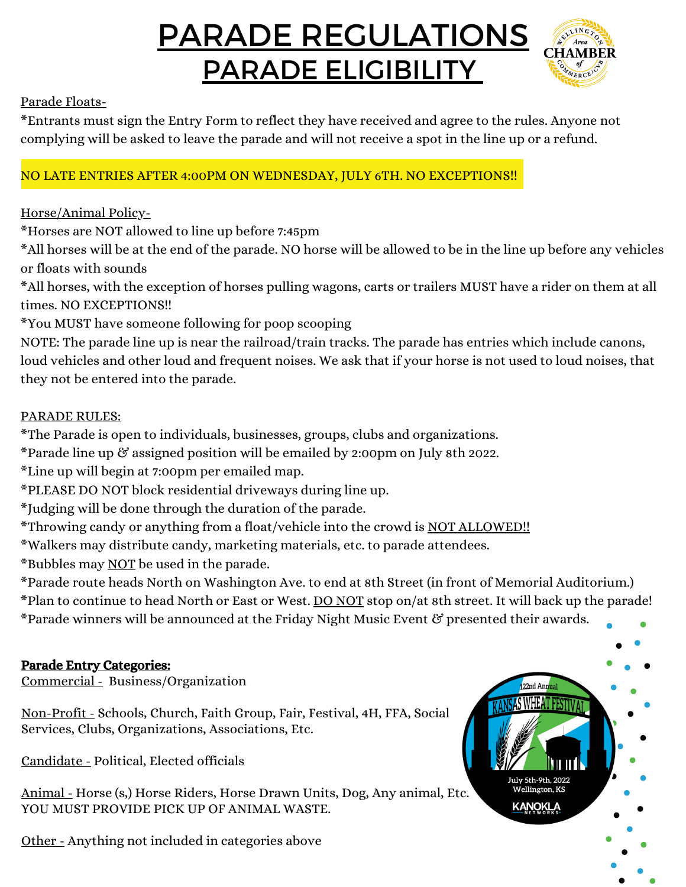# PARADE REGULATIONS
# PARADE ELIGIBILITY

Parade Floats-

*Entrants must sign the Entry Form to reflect they have received and agree to the rules. Anyone not complying will be asked to leave the parade and will not receive a spot in the line up or a refund.

NO LATE ENTRIES AFTER 4:00PM ON WEDNESDAY, JULY 6TH. NO EXCEPTIONS!!

Horse/Animal Policy-

*Horses are NOT allowed to line up before 7:45pm

*All horses will be at the end of the parade. NO horse will be allowed to be in the line up before any vehicles or floats with sounds

*All horses, with the exception of horses pulling wagons, carts or trailers MUST have a rider on them at all times. NO EXCEPTIONS!!

*You MUST have someone following for poop scooping

NOTE: The parade line up is near the railroad/train tracks. The parade has entries which include canons, loud vehicles and other loud and frequent noises. We ask that if your horse is not used to loud noises, that they not be entered into the parade.

PARADE RULES:

*The Parade is open to individuals, businesses, groups, clubs and organizations.

*Parade line up & assigned position will be emailed by 2:00pm on July 8th 2022.

*Line up will begin at 7:00pm per emailed map.

*PLEASE DO NOT block residential driveways during line up.

*Judging will be done through the duration of the parade.

*Throwing candy or anything from a float/vehicle into the crowd is NOT ALLOWED!!

*Walkers may distribute candy, marketing materials, etc. to parade attendees.

*Bubbles may NOT be used in the parade.

*Parade route heads North on Washington Ave. to end at 8th Street (in front of Memorial Auditorium.)

*Plan to continue to head North or East or West. DO NOT stop on/at 8th street. It will back up the parade!

*Parade winners will be announced at the Friday Night Music Event & presented their awards.

**Parade Entry Categories:**

Commercial - Business/Organization

Non-Profit - Schools, Church, Faith Group, Fair, Festival, 4H, FFA, Social Services, Clubs, Organizations, Associations, Etc.

Candidate - Political, Elected officials

Animal - Horse (s,) Horse Riders, Horse Drawn Units, Dog, Any animal, Etc. YOU MUST PROVIDE PICK UP OF ANIMAL WASTE.

Other - Anything not included in categories above